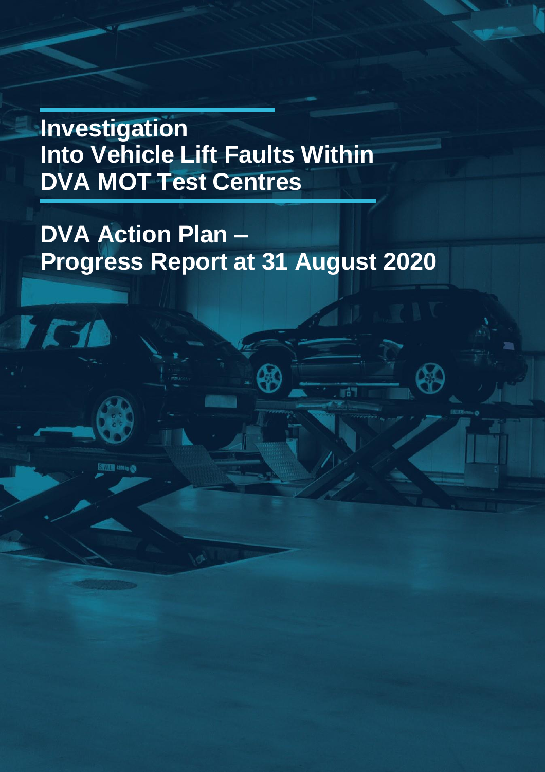# Investigation Into Vehicle Lift Faults Within DVA MOT Test Centres

## DVA Action Plan – Progress Report at 31 August 2020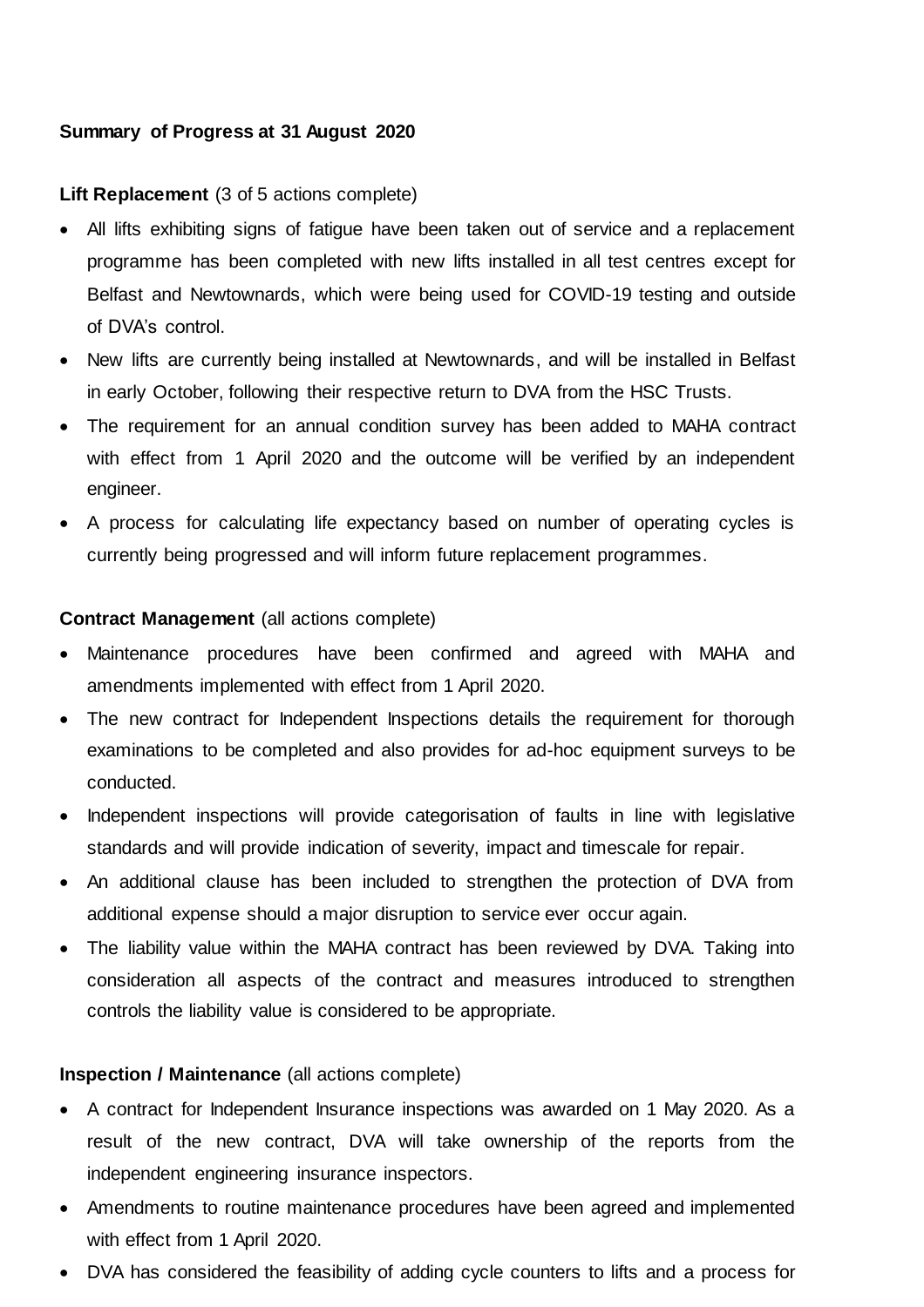**Summary of Progress at 31 August 2020**

**Lift Replacement** (3 of 5 actions complete)

- All lifts exhibiting signs of fatigue have been taken out of service and a replacement programme has been completed with new lifts installed in all test centres except for Belfast and Newtownards, which were being used for COVID-19 testing and outside of DVA's control.
- New lifts are currently being installed at Newtownards, and will be installed in Belfast in early October, following their respective return to DVA from the HSC Trusts.
- The requirement for an annual condition survey has been added to MAHA contract with effect from 1 April 2020 and the outcome will be verified by an independent engineer.
- A process for calculating life expectancy based on number of operating cycles is currently being progressed and will inform future replacement programmes.

**Contract Management** (all actions complete)

- Maintenance procedures have been confirmed and agreed with MAHA and amendments implemented with effect from 1 April 2020.
- The new contract for Independent Inspections details the requirement for thorough examinations to be completed and also provides for ad-hoc equipment surveys to be conducted.
- Independent inspections will provide categorisation of faults in line with legislative standards and will provide indication of severity, impact and timescale for repair.
- An additional clause has been included to strengthen the protection of DVA from additional expense should a major disruption to service ever occur again.
- The liability value within the MAHA contract has been reviewed by DVA. Taking into consideration all aspects of the contract and measures introduced to strengthen controls the liability value is considered to be appropriate.

**Inspection / Maintenance** (all actions complete)

- A contract for Independent Insurance inspections was awarded on 1 May 2020. As a result of the new contract, DVA will take ownership of the reports from the independent engineering insurance inspectors.
- Amendments to routine maintenance procedures have been agreed and implemented with effect from 1 April 2020.
- DVA has considered the feasibility of adding cycle counters to lifts and a process for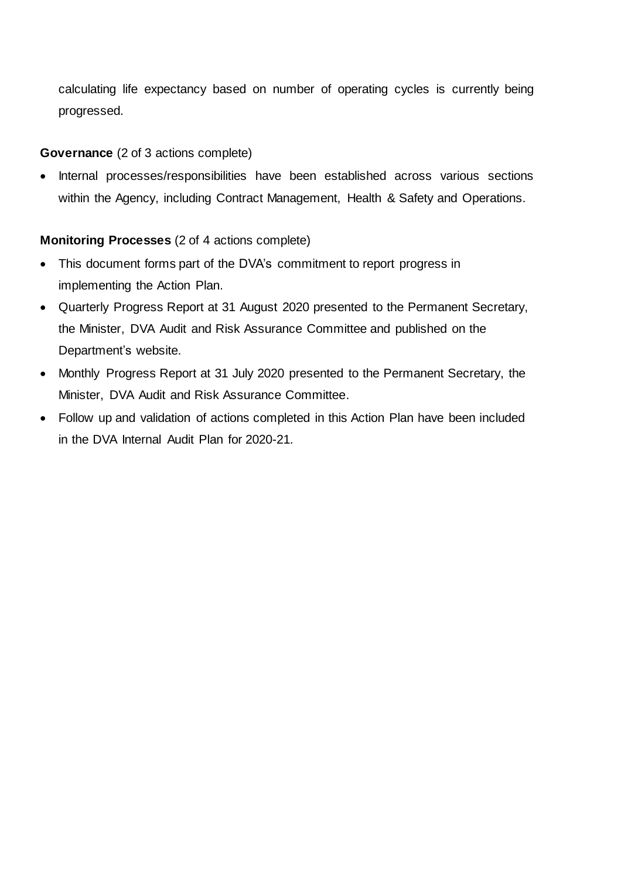calculating life expectancy based on number of operating cycles is currently being progressed.

**Governance** (2 of 3 actions complete)

- Internal processes/responsibilities have been established across various sections within the Agency, including Contract Management, Health & Safety and Operations.

**Monitoring Processes** (2 of 4 actions complete)

- This document forms part of the DVA's commitment to report progress in implementing the Action Plan.
- Quarterly Progress Report at 31 August 2020 presented to the Permanent Secretary, the Minister, DVA Audit and Risk Assurance Committee and published on the Department's website.
- Monthly Progress Report at 31 July 2020 presented to the Permanent Secretary, the Minister, DVA Audit and Risk Assurance Committee.
- Follow up and validation of actions completed in this Action Plan have been included in the DVA Internal Audit Plan for 2020-21.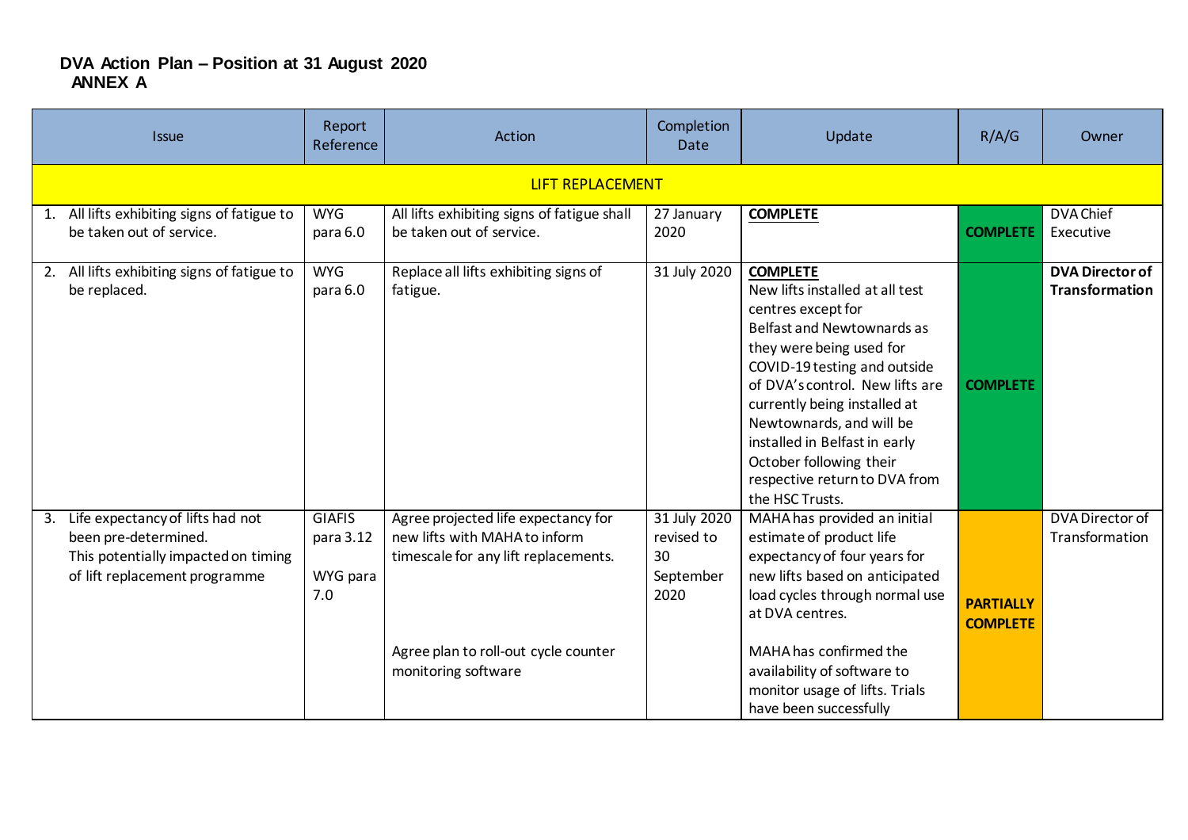# DVA Action Plan – Position at 31 August 2020

## ANNEX A

| Issue | Report Reference | Action | Completion Date | Update | R/A/G | Owner |
|---|---|---|---|---|---|---|
| LIFT REPLACEMENT | | | | | | |
| 1. All lifts exhibiting signs of fatigue to be taken out of service. | WYG para 6.0 | All lifts exhibiting signs of fatigue shall be taken out of service. | 27 January 2020 | **COMPLETE** | **COMPLETE** | DVA Chief Executive |
| 2. All lifts exhibiting signs of fatigue to be replaced. | WYG para 6.0 | Replace all lifts exhibiting signs of fatigue. | 31 July 2020 | **COMPLETE** New lifts installed at all test centres except for Belfast and Newtownards as they were being used for COVID-19 testing and outside of DVA's control. New lifts are currently being installed at Newtownards, and will be installed in Belfast in early October following their respective return to DVA from the HSC Trusts. | **COMPLETE** | **DVA Director of Transformation** |
| 3. Life expectancy of lifts had not been pre-determined. This potentially impacted on timing of lift replacement programme | GIAFIS para 3.12<br><br>WYG para 7.0 | Agree projected life expectancy for new lifts with MAHA to inform timescale for any lift replacements.<br><br>Agree plan to roll-out cycle counter monitoring software | 31 July 2020 revised to 30 September 2020 | MAHA has provided an initial estimate of product life expectancy of four years for new lifts based on anticipated load cycles through normal use at DVA centres.<br><br>MAHA has confirmed the availability of software to monitor usage of lifts. Trials have been successfully | **PARTIALLY COMPLETE** | DVA Director of Transformation |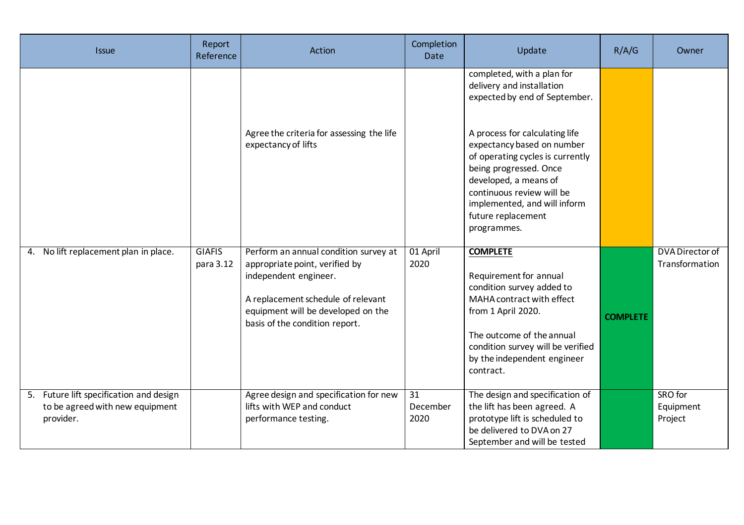| Issue | Report Reference | Action | Completion Date | Update | R/A/G | Owner |
|---|---|---|---|---|---|---|
| | | Agree the criteria for assessing the life expectancy of lifts | | completed, with a plan for delivery and installation expected by end of September.<br><br>A process for calculating life expectancy based on number of operating cycles is currently being progressed. Once developed, a means of continuous review will be implemented, and will inform future replacement programmes. | | |
| 4. No lift replacement plan in place. | GIAFIS para 3.12 | Perform an annual condition survey at appropriate point, verified by independent engineer.<br><br>A replacement schedule of relevant equipment will be developed on the basis of the condition report. | 01 April 2020 | **COMPLETE**<br><br>Requirement for annual condition survey added to MAHA contract with effect from 1 April 2020.<br><br>The outcome of the annual condition survey will be verified by the independent engineer contract. | **COMPLETE** | DVA Director of Transformation |
| 5. Future lift specification and design to be agreed with new equipment provider. | | Agree design and specification for new lifts with WEP and conduct performance testing. | 31 December 2020 | The design and specification of the lift has been agreed. A prototype lift is scheduled to be delivered to DVA on 27 September and will be tested | | SRO for Equipment Project |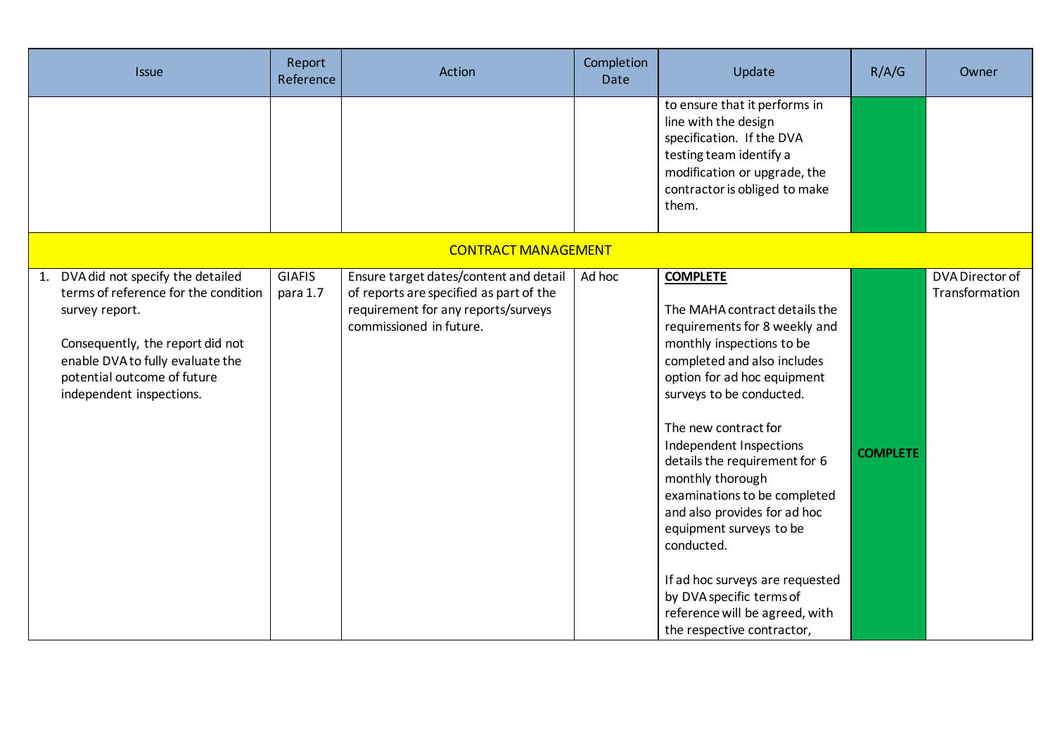| Issue | Report Reference | Action | Completion Date | Update | R/A/G | Owner |
| --- | --- | --- | --- | --- | --- | --- |
| | | | | to ensure that it performs in line with the design specification. If the DVA testing team identify a modification or upgrade, the contractor is obliged to make them. | | |
| CONTRACT MANAGEMENT | | | | | | |
| 1. DVA did not specify the detailed terms of reference for the condition survey report.<br><br>Consequently, the report did not enable DVA to fully evaluate the potential outcome of future independent inspections. | GIAFIS para 1.7 | Ensure target dates/content and detail of reports are specified as part of the requirement for any reports/surveys commissioned in future. | Ad hoc | **COMPLETE**<br><br>The MAHA contract details the requirements for 8 weekly and monthly inspections to be completed and also includes option for ad hoc equipment surveys to be conducted.<br><br>The new contract for Independent Inspections details the requirement for 6 monthly thorough examinations to be completed and also provides for ad hoc equipment surveys to be conducted.<br><br>If ad hoc surveys are requested by DVA specific terms of reference will be agreed, with the respective contractor, | **COMPLETE** | DVA Director of Transformation |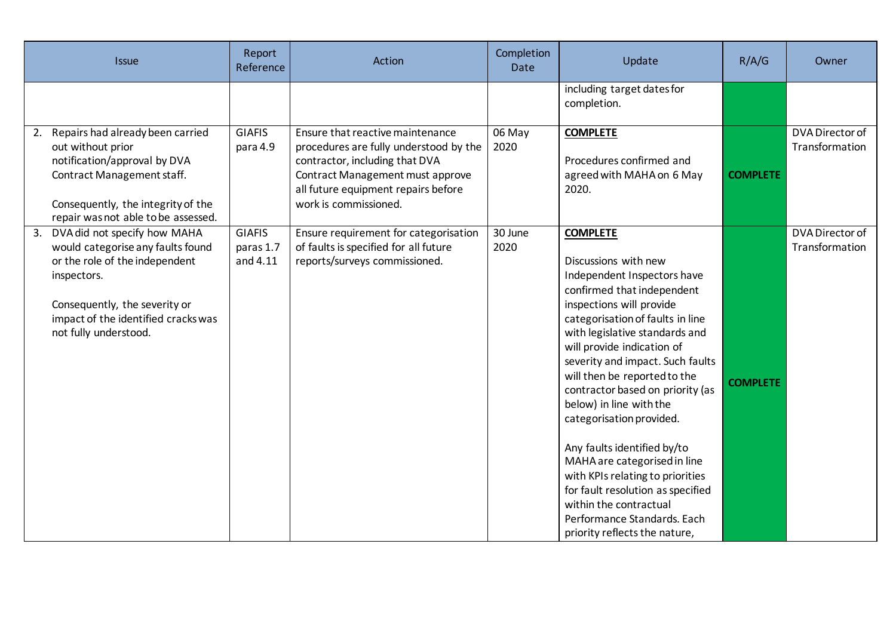| Issue | Report Reference | Action | Completion Date | Update | R/A/G | Owner |
|---|---|---|---|---|---|---|
| | | | | including target dates for completion. | | |
| 2. Repairs had already been carried out without prior notification/approval by DVA Contract Management staff.<br><br>Consequently, the integrity of the repair was not able to be assessed. | GIAFIS para 4.9 | Ensure that reactive maintenance procedures are fully understood by the contractor, including that DVA Contract Management must approve all future equipment repairs before work is commissioned. | 06 May 2020 | **COMPLETE**<br><br>Procedures confirmed and agreed with MAHA on 6 May 2020. | **COMPLETE** | DVA Director of Transformation |
| 3. DVA did not specify how MAHA would categorise any faults found or the role of the independent inspectors.<br><br>Consequently, the severity or impact of the identified cracks was not fully understood. | GIAFIS paras 1.7 and 4.11 | Ensure requirement for categorisation of faults is specified for all future reports/surveys commissioned. | 30 June 2020 | **COMPLETE**<br><br>Discussions with new Independent Inspectors have confirmed that independent inspections will provide categorisation of faults in line with legislative standards and will provide indication of severity and impact. Such faults will then be reported to the contractor based on priority (as below) in line with the categorisation provided.<br><br>Any faults identified by/to MAHA are categorised in line with KPIs relating to priorities for fault resolution as specified within the contractual Performance Standards. Each priority reflects the nature, | **COMPLETE** | DVA Director of Transformation |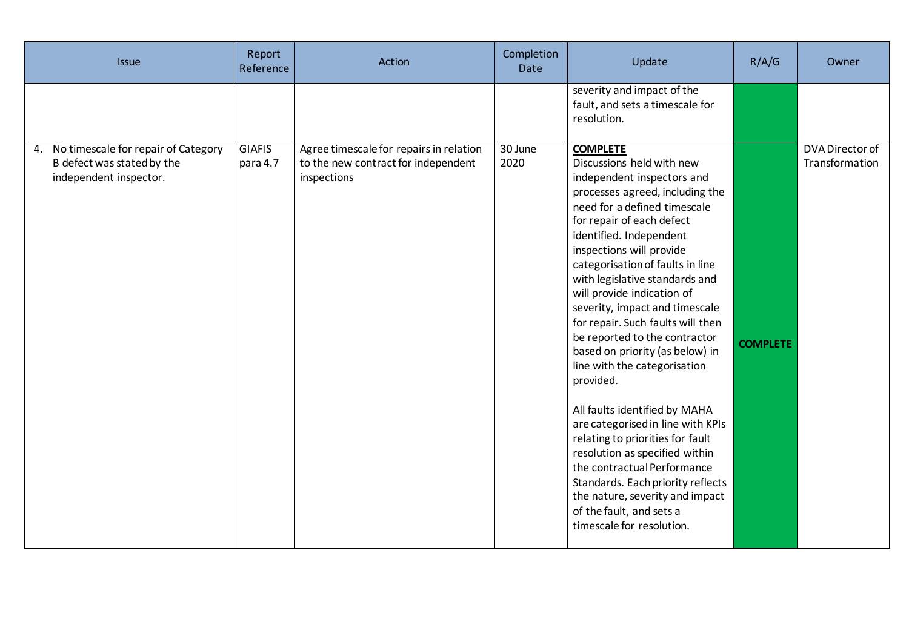| Issue | Report Reference | Action | Completion Date | Update | R/A/G | Owner |
|---|---|---|---|---|---|---|
| | | | | severity and impact of the fault, and sets a timescale for resolution. | | |
| 4. No timescale for repair of Category B defect was stated by the independent inspector. | GIAFIS para 4.7 | Agree timescale for repairs in relation to the new contract for independent inspections | 30 June 2020 | **COMPLETE**<br>Discussions held with new independent inspectors and processes agreed, including the need for a defined timescale for repair of each defect identified. Independent inspections will provide categorisation of faults in line with legislative standards and will provide indication of severity, impact and timescale for repair. Such faults will then be reported to the contractor based on priority (as below) in line with the categorisation provided.<br><br>All faults identified by MAHA are categorised in line with KPIs relating to priorities for fault resolution as specified within the contractual Performance Standards. Each priority reflects the nature, severity and impact of the fault, and sets a timescale for resolution. | **COMPLETE** | DVA Director of Transformation |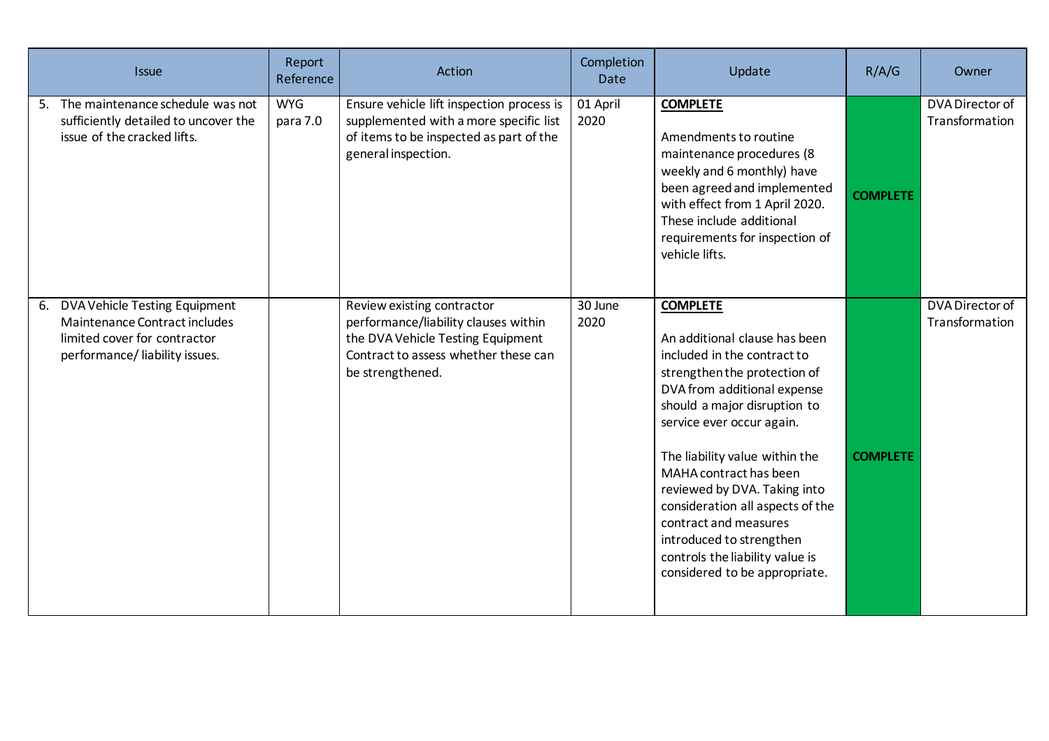| Issue | Report Reference | Action | Completion Date | Update | R/A/G | Owner |
|---|---|---|---|---|---|---|
| 5. The maintenance schedule was not sufficiently detailed to uncover the issue of the cracked lifts. | WYG para 7.0 | Ensure vehicle lift inspection process is supplemented with a more specific list of items to be inspected as part of the general inspection. | 01 April 2020 | **COMPLETE**<br><br>Amendments to routine maintenance procedures (8 weekly and 6 monthly) have been agreed and implemented with effect from 1 April 2020. These include additional requirements for inspection of vehicle lifts. | **COMPLETE** | DVA Director of Transformation |
| 6. DVA Vehicle Testing Equipment Maintenance Contract includes limited cover for contractor performance/ liability issues. | | Review existing contractor performance/liability clauses within the DVA Vehicle Testing Equipment Contract to assess whether these can be strengthened. | 30 June 2020 | **COMPLETE**<br><br>An additional clause has been included in the contract to strengthen the protection of DVA from additional expense should a major disruption to service ever occur again.<br><br>The liability value within the MAHA contract has been reviewed by DVA. Taking into consideration all aspects of the contract and measures introduced to strengthen controls the liability value is considered to be appropriate. | **COMPLETE** | DVA Director of Transformation |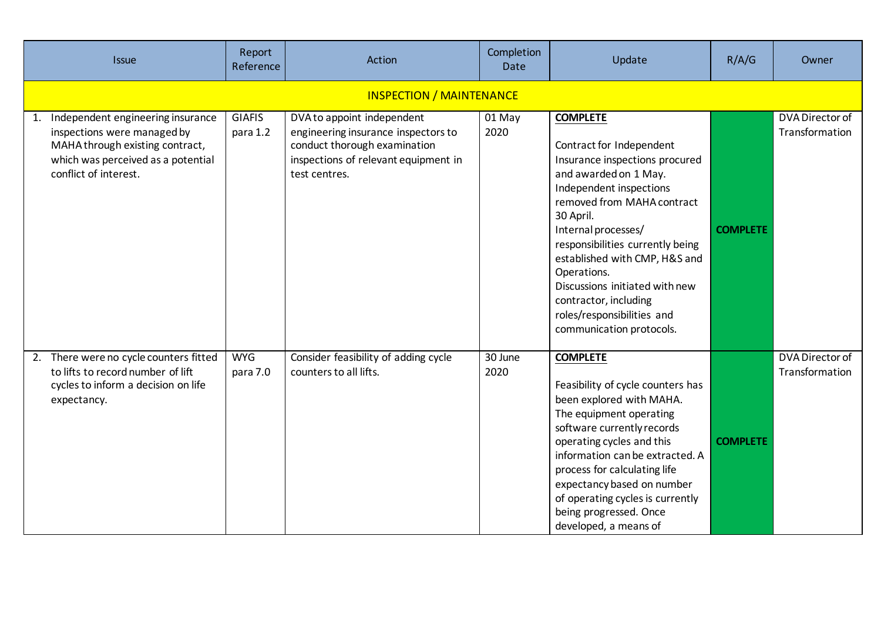| Issue | Report Reference | Action | Completion Date | Update | R/A/G | Owner |
|---|---|---|---|---|---|---|
| INSPECTION / MAINTENANCE | | | | | | |
| 1. Independent engineering insurance inspections were managed by MAHA through existing contract, which was perceived as a potential conflict of interest. | GIAFIS para 1.2 | DVA to appoint independent engineering insurance inspectors to conduct thorough examination inspections of relevant equipment in test centres. | 01 May 2020 | **COMPLETE**<br><br>Contract for Independent Insurance inspections procured and awarded on 1 May. Independent inspections removed from MAHA contract 30 April.<br>Internal processes/ responsibilities currently being established with CMP, H&S and Operations.<br>Discussions initiated with new contractor, including roles/responsibilities and communication protocols. | **COMPLETE** | DVA Director of Transformation |
| 2. There were no cycle counters fitted to lifts to record number of lift cycles to inform a decision on life expectancy. | WYG para 7.0 | Consider feasibility of adding cycle counters to all lifts. | 30 June 2020 | **COMPLETE**<br><br>Feasibility of cycle counters has been explored with MAHA. The equipment operating software currently records operating cycles and this information can be extracted. A process for calculating life expectancy based on number of operating cycles is currently being progressed. Once developed, a means of | **COMPLETE** | DVA Director of Transformation |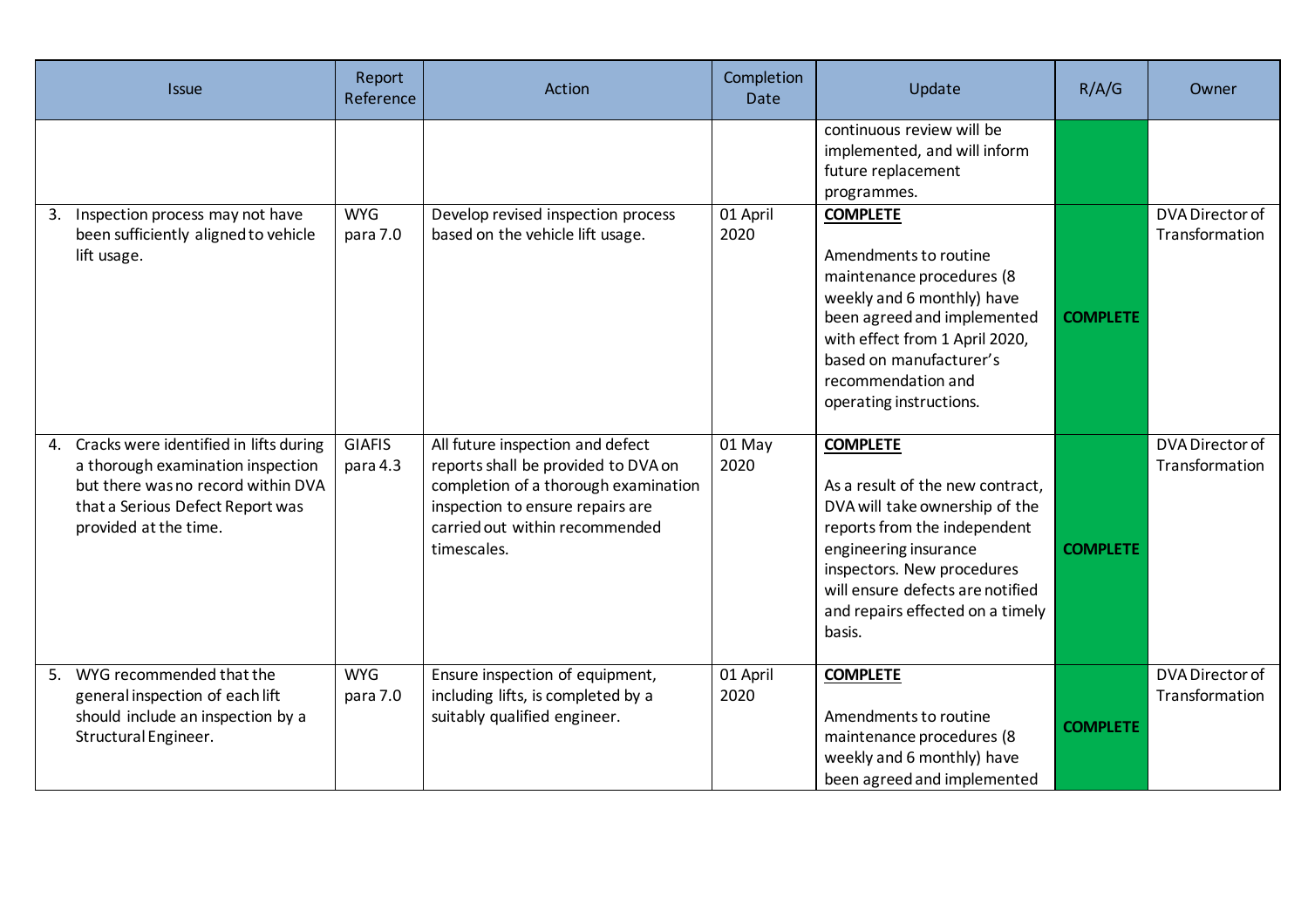| Issue | Report Reference | Action | Completion Date | Update | R/A/G | Owner |
|---|---|---|---|---|---|---|
| | | | | continuous review will be implemented, and will inform future replacement programmes. | | |
| 3. Inspection process may not have been sufficiently aligned to vehicle lift usage. | WYG para 7.0 | Develop revised inspection process based on the vehicle lift usage. | 01 April 2020 | **COMPLETE**<br><br>Amendments to routine maintenance procedures (8 weekly and 6 monthly) have been agreed and implemented with effect from 1 April 2020, based on manufacturer's recommendation and operating instructions. | **COMPLETE** | DVA Director of Transformation |
| 4. Cracks were identified in lifts during a thorough examination inspection but there was no record within DVA that a Serious Defect Report was provided at the time. | GIAFIS para 4.3 | All future inspection and defect reports shall be provided to DVA on completion of a thorough examination inspection to ensure repairs are carried out within recommended timescales. | 01 May 2020 | **COMPLETE**<br><br>As a result of the new contract, DVA will take ownership of the reports from the independent engineering insurance inspectors. New procedures will ensure defects are notified and repairs effected on a timely basis. | **COMPLETE** | DVA Director of Transformation |
| 5. WYG recommended that the general inspection of each lift should include an inspection by a Structural Engineer. | WYG para 7.0 | Ensure inspection of equipment, including lifts, is completed by a suitably qualified engineer. | 01 April 2020 | **COMPLETE**<br><br>Amendments to routine maintenance procedures (8 weekly and 6 monthly) have been agreed and implemented | **COMPLETE** | DVA Director of Transformation |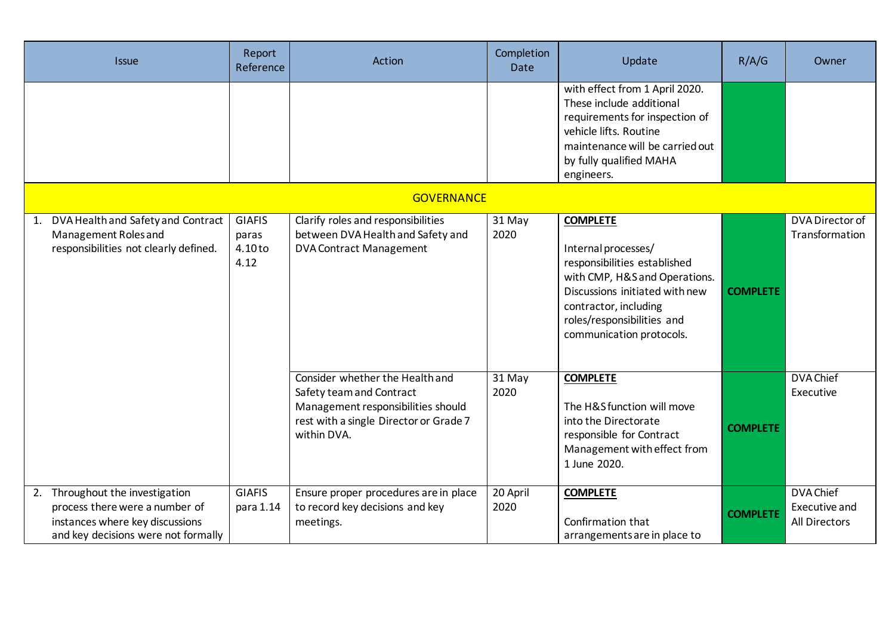| Issue | Report Reference | Action | Completion Date | Update | R/A/G | Owner |
|---|---|---|---|---|---|---|
| | | | | with effect from 1 April 2020. These include additional requirements for inspection of vehicle lifts. Routine maintenance will be carried out by fully qualified MAHA engineers. | | |
| **GOVERNANCE** | | | | | | |
| 1. DVA Health and Safety and Contract Management Roles and responsibilities not clearly defined. | GIAFIS paras 4.10 to 4.12 | Clarify roles and responsibilities between DVA Health and Safety and DVA Contract Management | 31 May 2020 | **COMPLETE**<br><br>Internal processes/ responsibilities established with CMP, H&S and Operations. Discussions initiated with new contractor, including roles/responsibilities and communication protocols. | **COMPLETE** | DVA Director of Transformation |
| | | Consider whether the Health and Safety team and Contract Management responsibilities should rest with a single Director or Grade 7 within DVA. | 31 May 2020 | **COMPLETE**<br><br>The H&S function will move into the Directorate responsible for Contract Management with effect from 1 June 2020. | **COMPLETE** | DVA Chief Executive |
| 2. Throughout the investigation process there were a number of instances where key discussions and key decisions were not formally | GIAFIS para 1.14 | Ensure proper procedures are in place to record key decisions and key meetings. | 20 April 2020 | **COMPLETE**<br><br>Confirmation that arrangements are in place to | **COMPLETE** | DVA Chief Executive and All Directors |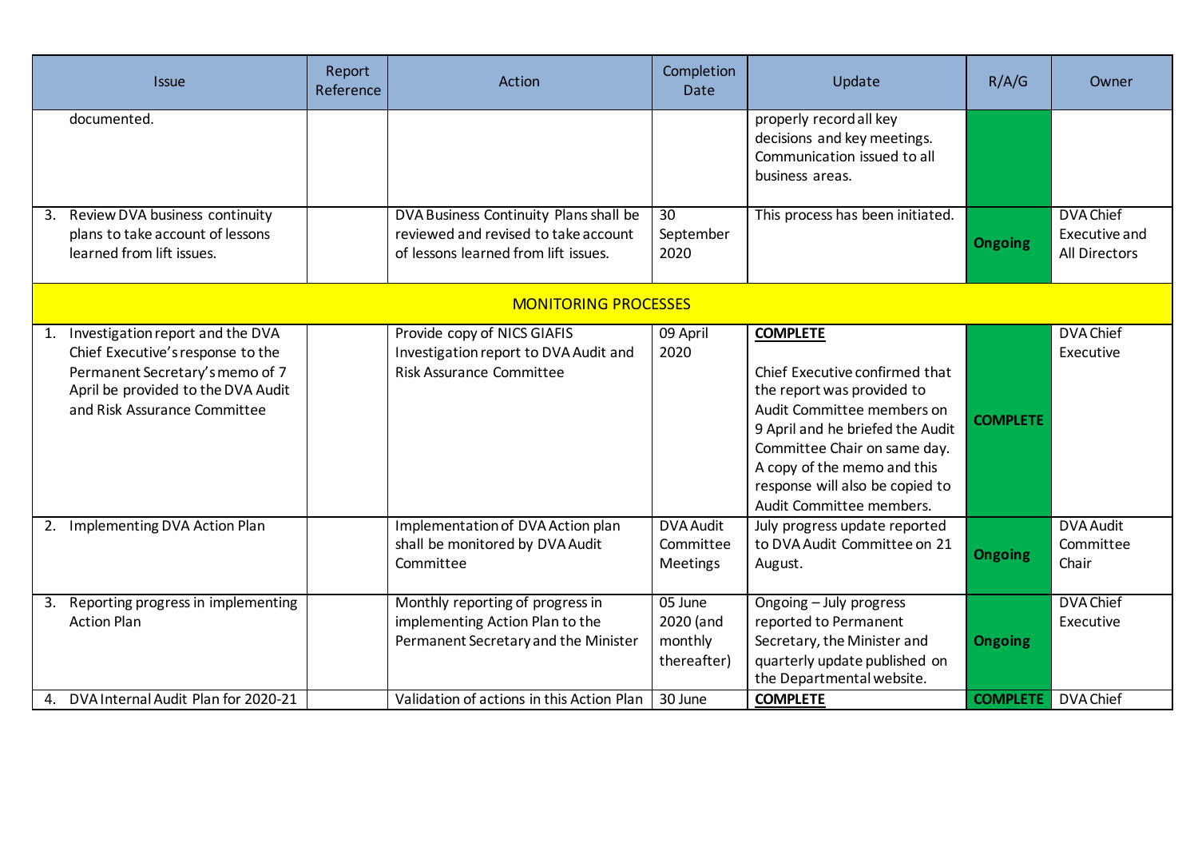| Issue | Report Reference | Action | Completion Date | Update | R/A/G | Owner |
|---|---|---|---|---|---|---|
| documented. | | | | properly record all key decisions and key meetings. Communication issued to all business areas. | | |
| 3. Review DVA business continuity plans to take account of lessons learned from lift issues. | | DVA Business Continuity Plans shall be reviewed and revised to take account of lessons learned from lift issues. | 30 September 2020 | This process has been initiated. | **Ongoing** | DVA Chief Executive and All Directors |
| MONITORING PROCESSES | | | | | | |
| 1. Investigation report and the DVA Chief Executive's response to the Permanent Secretary's memo of 7 April be provided to the DVA Audit and Risk Assurance Committee | | Provide copy of NICS GIAFIS Investigation report to DVA Audit and Risk Assurance Committee | 09 April 2020 | **COMPLETE**<br><br>Chief Executive confirmed that the report was provided to Audit Committee members on 9 April and he briefed the Audit Committee Chair on same day. A copy of the memo and this response will also be copied to Audit Committee members. | **COMPLETE** | DVA Chief Executive |
| 2. Implementing DVA Action Plan | | Implementation of DVA Action plan shall be monitored by DVA Audit Committee | DVA Audit Committee Meetings | July progress update reported to DVA Audit Committee on 21 August. | **Ongoing** | DVA Audit Committee Chair |
| 3. Reporting progress in implementing Action Plan | | Monthly reporting of progress in implementing Action Plan to the Permanent Secretary and the Minister | 05 June 2020 (and monthly thereafter) | Ongoing – July progress reported to Permanent Secretary, the Minister and quarterly update published on the Departmental website. | **Ongoing** | DVA Chief Executive |
| 4. DVA Internal Audit Plan for 2020-21 | | Validation of actions in this Action Plan | 30 June | **COMPLETE** | **COMPLETE** | DVA Chief |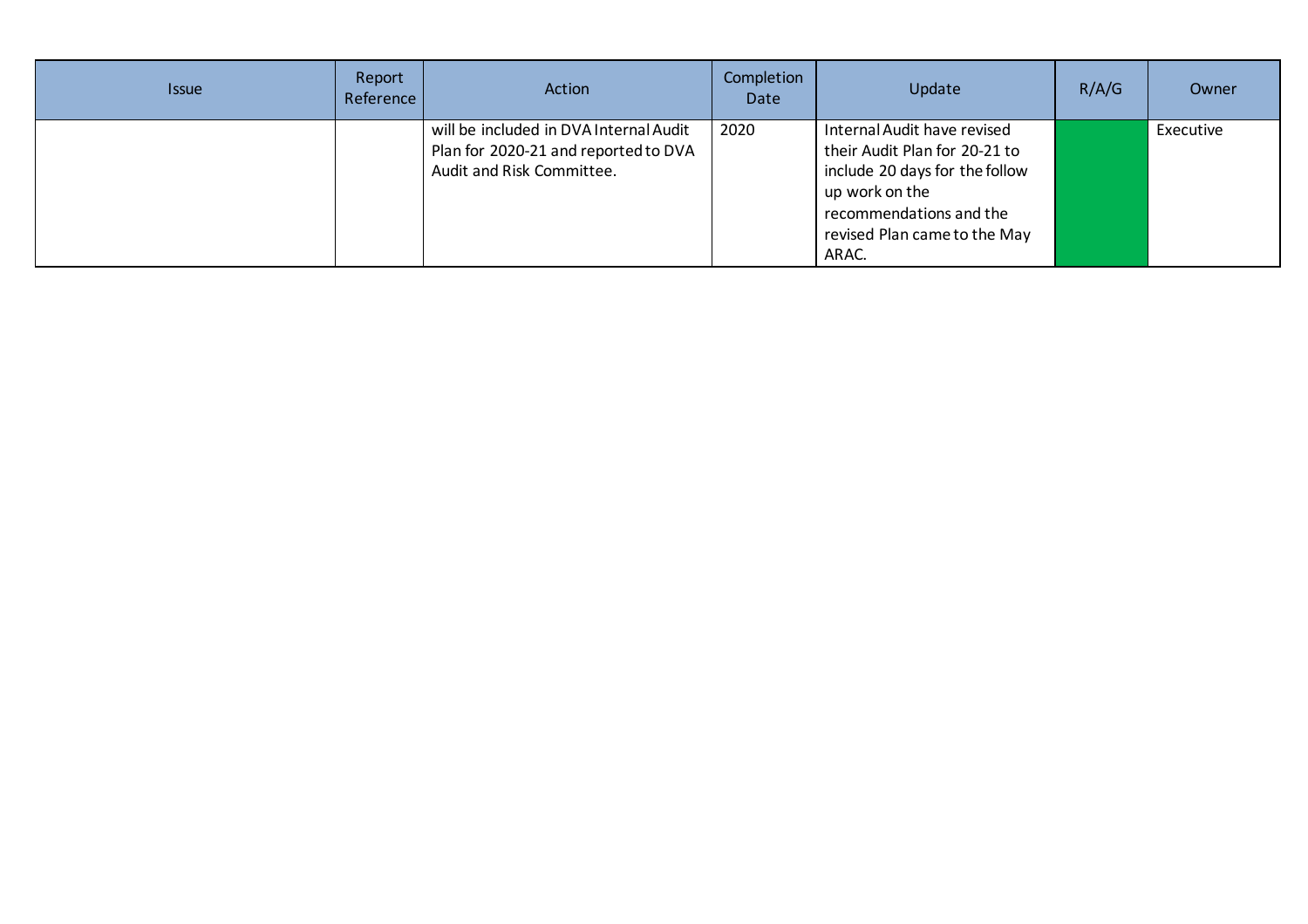| Issue | Report Reference | Action | Completion Date | Update | R/A/G | Owner |
|---|---|---|---|---|---|---|
| | | will be included in DVA Internal Audit Plan for 2020-21 and reported to DVA Audit and Risk Committee. | 2020 | Internal Audit have revised their Audit Plan for 20-21 to include 20 days for the follow up work on the recommendations and the revised Plan came to the May ARAC. | | Executive |